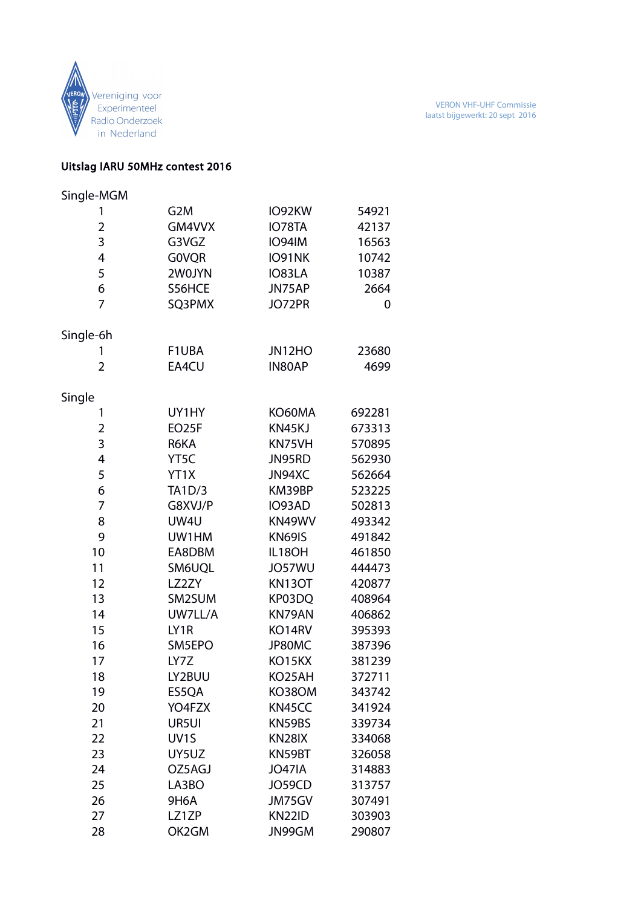Vereniging voor Experimenteel Radio Onderzoek in Nederland

VERON VHF-UHF Commissie
laatst bijgewerkt: 20 sept 2016

**Uitslag IARU 50MHz contest 2016**

Single-MGM

| | | | |
|---|---|---|---|
| 1 | G2M | IO92KW | 54921 |
| 2 | GM4VVX | IO78TA | 42137 |
| 3 | G3VGZ | IO94IM | 16563 |
| 4 | G0VQR | IO91NK | 10742 |
| 5 | 2W0JYN | IO83LA | 10387 |
| 6 | S56HCE | JN75AP | 2664 |
| 7 | SQ3PMX | JO72PR | 0 |

Single-6h

| | | | |
|---|---|---|---|
| 1 | F1UBA | JN12HO | 23680 |
| 2 | EA4CU | IN80AP | 4699 |

Single

| | | | |
|---|---|---|---|
| 1 | UY1HY | KO60MA | 692281 |
| 2 | EO25F | KN45KJ | 673313 |
| 3 | R6KA | KN75VH | 570895 |
| 4 | YT5C | JN95RD | 562930 |
| 5 | YT1X | JN94XC | 562664 |
| 6 | TA1D/3 | KM39BP | 523225 |
| 7 | G8XVJ/P | IO93AD | 502813 |
| 8 | UW4U | KN49WV | 493342 |
| 9 | UW1HM | KN69IS | 491842 |
| 10 | EA8DBM | IL18OH | 461850 |
| 11 | SM6UQL | JO57WU | 444473 |
| 12 | LZ2ZY | KN13OT | 420877 |
| 13 | SM2SUM | KP03DQ | 408964 |
| 14 | UW7LL/A | KN79AN | 406862 |
| 15 | LY1R | KO14RV | 395393 |
| 16 | SM5EPO | JP80MC | 387396 |
| 17 | LY7Z | KO15KX | 381239 |
| 18 | LY2BUU | KO25AH | 372711 |
| 19 | ES5QA | KO38OM | 343742 |
| 20 | YO4FZX | KN45CC | 341924 |
| 21 | UR5UI | KN59BS | 339734 |
| 22 | UV1S | KN28IX | 334068 |
| 23 | UY5UZ | KN59BT | 326058 |
| 24 | OZ5AGJ | JO47IA | 314883 |
| 25 | LA3BO | JO59CD | 313757 |
| 26 | 9H6A | JM75GV | 307491 |
| 27 | LZ1ZP | KN22ID | 303903 |
| 28 | OK2GM | JN99GM | 290807 |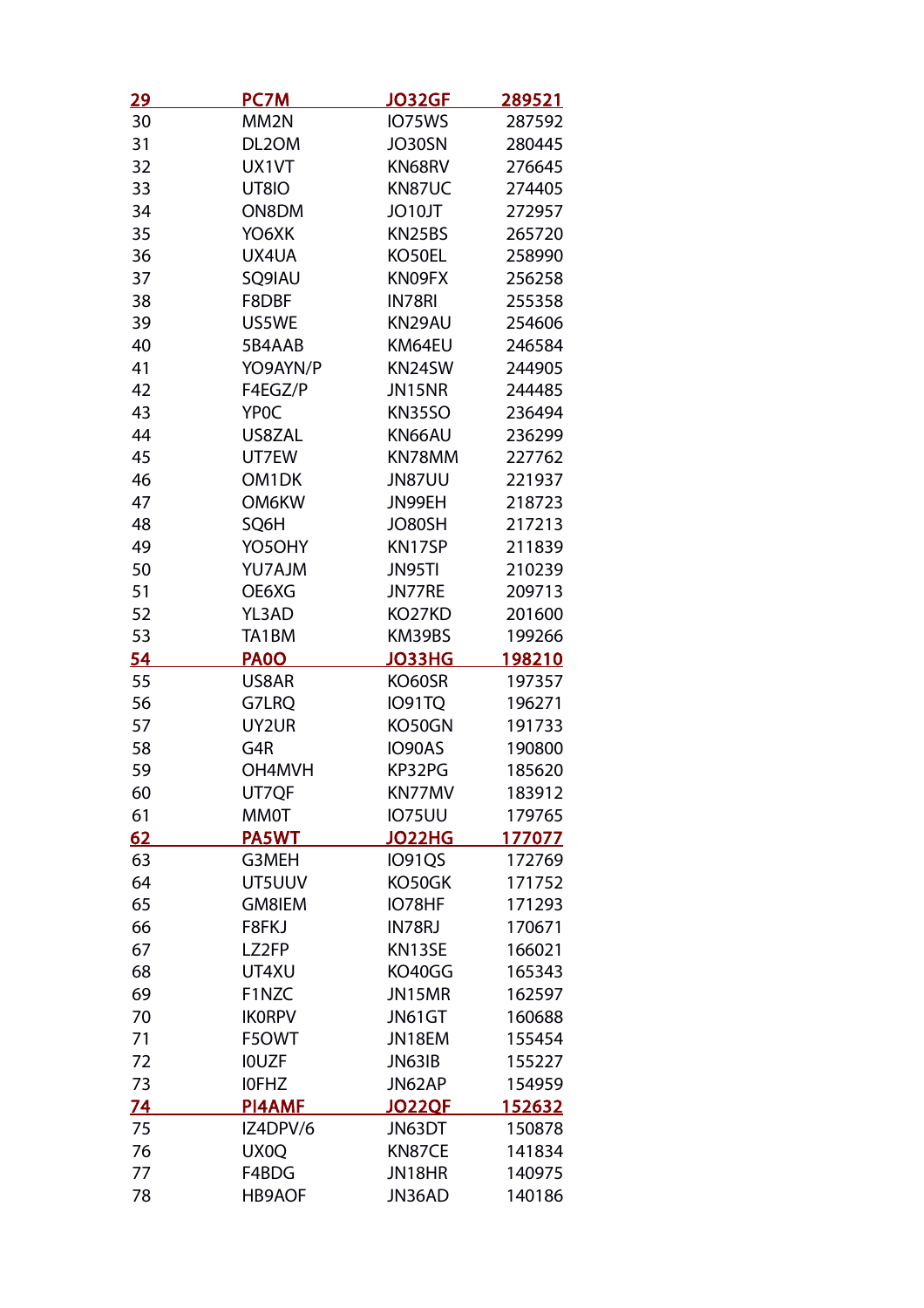| | | | |
|---|---|---|---|
| **29** | **PC7M** | **JO32GF** | **289521** |
| 30 | MM2N | IO75WS | 287592 |
| 31 | DL2OM | JO30SN | 280445 |
| 32 | UX1VT | KN68RV | 276645 |
| 33 | UT8IO | KN87UC | 274405 |
| 34 | ON8DM | JO10JT | 272957 |
| 35 | YO6XK | KN25BS | 265720 |
| 36 | UX4UA | KO50EL | 258990 |
| 37 | SQ9IAU | KN09FX | 256258 |
| 38 | F8DBF | IN78RI | 255358 |
| 39 | US5WE | KN29AU | 254606 |
| 40 | 5B4AAB | KM64EU | 246584 |
| 41 | YO9AYN/P | KN24SW | 244905 |
| 42 | F4EGZ/P | JN15NR | 244485 |
| 43 | YP0C | KN35SO | 236494 |
| 44 | US8ZAL | KN66AU | 236299 |
| 45 | UT7EW | KN78MM | 227762 |
| 46 | OM1DK | JN87UU | 221937 |
| 47 | OM6KW | JN99EH | 218723 |
| 48 | SQ6H | JO80SH | 217213 |
| 49 | YO5OHY | KN17SP | 211839 |
| 50 | YU7AJM | JN95TI | 210239 |
| 51 | OE6XG | JN77RE | 209713 |
| 52 | YL3AD | KO27KD | 201600 |
| 53 | TA1BM | KM39BS | 199266 |
| **54** | **PA0O** | **JO33HG** | **198210** |
| 55 | US8AR | KO60SR | 197357 |
| 56 | G7LRQ | IO91TQ | 196271 |
| 57 | UY2UR | KO50GN | 191733 |
| 58 | G4R | IO90AS | 190800 |
| 59 | OH4MVH | KP32PG | 185620 |
| 60 | UT7QF | KN77MV | 183912 |
| 61 | MM0T | IO75UU | 179765 |
| **62** | **PA5WT** | **JO22HG** | **177077** |
| 63 | G3MEH | IO91QS | 172769 |
| 64 | UT5UUV | KO50GK | 171752 |
| 65 | GM8IEM | IO78HF | 171293 |
| 66 | F8FKJ | IN78RJ | 170671 |
| 67 | LZ2FP | KN13SE | 166021 |
| 68 | UT4XU | KO40GG | 165343 |
| 69 | F1NZC | JN15MR | 162597 |
| 70 | IK0RPV | JN61GT | 160688 |
| 71 | F5OWT | JN18EM | 155454 |
| 72 | I0UZF | JN63IB | 155227 |
| 73 | I0FHZ | JN62AP | 154959 |
| **74** | **PI4AMF** | **JO22QF** | **152632** |
| 75 | IZ4DPV/6 | JN63DT | 150878 |
| 76 | UX0Q | KN87CE | 141834 |
| 77 | F4BDG | JN18HR | 140975 |
| 78 | HB9AOF | JN36AD | 140186 |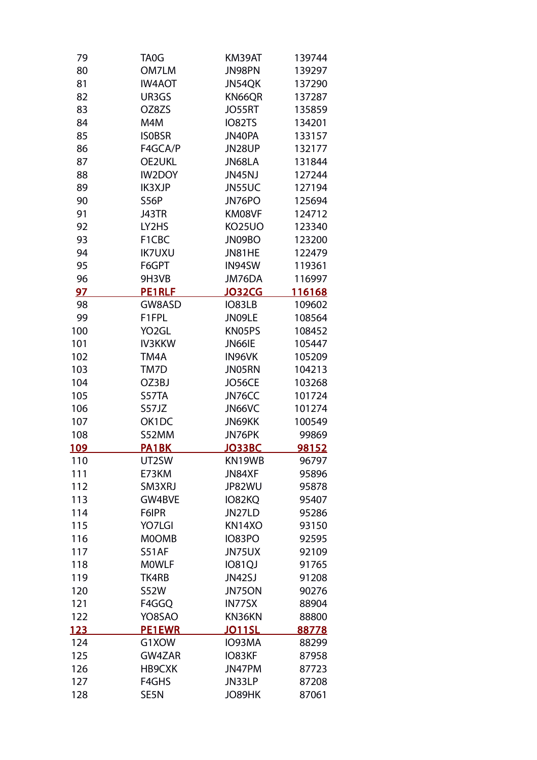| | | | |
|---|---|---|---|
| 79 | TA0G | KM39AT | 139744 |
| 80 | OM7LM | JN98PN | 139297 |
| 81 | IW4AOT | JN54QK | 137290 |
| 82 | UR3GS | KN66QR | 137287 |
| 83 | OZ8ZS | JO55RT | 135859 |
| 84 | M4M | IO82TS | 134201 |
| 85 | IS0BSR | JN40PA | 133157 |
| 86 | F4GCA/P | JN28UP | 132177 |
| 87 | OE2UKL | JN68LA | 131844 |
| 88 | IW2DOY | JN45NJ | 127244 |
| 89 | IK3XJP | JN55UC | 127194 |
| 90 | S56P | JN76PO | 125694 |
| 91 | J43TR | KM08VF | 124712 |
| 92 | LY2HS | KO25UO | 123340 |
| 93 | F1CBC | JN09BO | 123200 |
| 94 | IK7UXU | JN81HE | 122479 |
| 95 | F6GPT | IN94SW | 119361 |
| 96 | 9H3VB | JM76DA | 116997 |
| **97** | **PE1RLF** | **JO32CG** | **116168** |
| 98 | GW8ASD | IO83LB | 109602 |
| 99 | F1FPL | JN09LE | 108564 |
| 100 | YO2GL | KN05PS | 108452 |
| 101 | IV3KKW | JN66IE | 105447 |
| 102 | TM4A | IN96VK | 105209 |
| 103 | TM7D | JN05RN | 104213 |
| 104 | OZ3BJ | JO56CE | 103268 |
| 105 | S57TA | JN76CC | 101724 |
| 106 | S57JZ | JN66VC | 101274 |
| 107 | OK1DC | JN69KK | 100549 |
| 108 | S52MM | JN76PK | 99869 |
| **109** | **PA1BK** | **JO33BC** | **98152** |
| 110 | UT2SW | KN19WB | 96797 |
| 111 | E73KM | JN84XF | 95896 |
| 112 | SM3XRJ | JP82WU | 95878 |
| 113 | GW4BVE | IO82KQ | 95407 |
| 114 | F6IPR | JN27LD | 95286 |
| 115 | YO7LGI | KN14XO | 93150 |
| 116 | M0OMB | IO83PO | 92595 |
| 117 | S51AF | JN75UX | 92109 |
| 118 | M0WLF | IO81QJ | 91765 |
| 119 | TK4RB | JN42SJ | 91208 |
| 120 | S52W | JN75ON | 90276 |
| 121 | F4GGQ | IN77SX | 88904 |
| 122 | YO8SAO | KN36KN | 88800 |
| **123** | **PE1EWR** | **JO11SL** | **88778** |
| 124 | G1XOW | IO93MA | 88299 |
| 125 | GW4ZAR | IO83KF | 87958 |
| 126 | HB9CXK | JN47PM | 87723 |
| 127 | F4GHS | JN33LP | 87208 |
| 128 | SE5N | JO89HK | 87061 |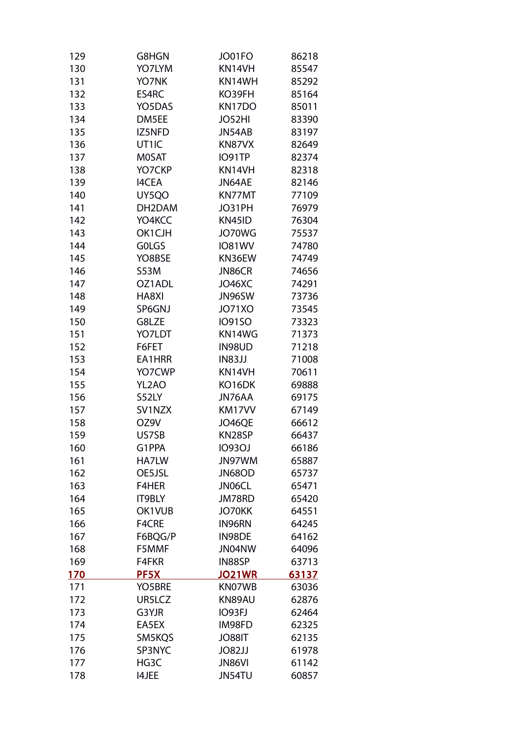| | | | |
|---|---|---|---|
| 129 | G8HGN | JO01FO | 86218 |
| 130 | YO7LYM | KN14VH | 85547 |
| 131 | YO7NK | KN14WH | 85292 |
| 132 | ES4RC | KO39FH | 85164 |
| 133 | YO5DAS | KN17DO | 85011 |
| 134 | DM5EE | JO52HI | 83390 |
| 135 | IZ5NFD | JN54AB | 83197 |
| 136 | UT1IC | KN87VX | 82649 |
| 137 | M0SAT | IO91TP | 82374 |
| 138 | YO7CKP | KN14VH | 82318 |
| 139 | I4CEA | JN64AE | 82146 |
| 140 | UY5QO | KN77MT | 77109 |
| 141 | DH2DAM | JO31PH | 76979 |
| 142 | YO4KCC | KN45ID | 76304 |
| 143 | OK1CJH | JO70WG | 75537 |
| 144 | G0LGS | IO81WV | 74780 |
| 145 | YO8BSE | KN36EW | 74749 |
| 146 | S53M | JN86CR | 74656 |
| 147 | OZ1ADL | JO46XC | 74291 |
| 148 | HA8XI | JN96SW | 73736 |
| 149 | SP6GNJ | JO71XO | 73545 |
| 150 | G8LZE | IO91SO | 73323 |
| 151 | YO7LDT | KN14WG | 71373 |
| 152 | F6FET | IN98UD | 71218 |
| 153 | EA1HRR | IN83JJ | 71008 |
| 154 | YO7CWP | KN14VH | 70611 |
| 155 | YL2AO | KO16DK | 69888 |
| 156 | S52LY | JN76AA | 69175 |
| 157 | SV1NZX | KM17VV | 67149 |
| 158 | OZ9V | JO46QE | 66612 |
| 159 | US7SB | KN28SP | 66437 |
| 160 | G1PPA | IO93OJ | 66186 |
| 161 | HA7LW | JN97WM | 65887 |
| 162 | OE5JSL | JN68OD | 65737 |
| 163 | F4HER | JN06CL | 65471 |
| 164 | IT9BLY | JM78RD | 65420 |
| 165 | OK1VUB | JO70KK | 64551 |
| 166 | F4CRE | IN96RN | 64245 |
| 167 | F6BQG/P | IN98DE | 64162 |
| 168 | F5MMF | JN04NW | 64096 |
| 169 | F4FKR | IN88SP | 63713 |
| **170** | **PF5X** | **JO21WR** | **63137** |
| 171 | YO5BRE | KN07WB | 63036 |
| 172 | UR5LCZ | KN89AU | 62876 |
| 173 | G3YJR | IO93FJ | 62464 |
| 174 | EA5EX | IM98FD | 62325 |
| 175 | SM5KQS | JO88IT | 62135 |
| 176 | SP3NYC | JO82JJ | 61978 |
| 177 | HG3C | JN86VI | 61142 |
| 178 | I4JEE | JN54TU | 60857 |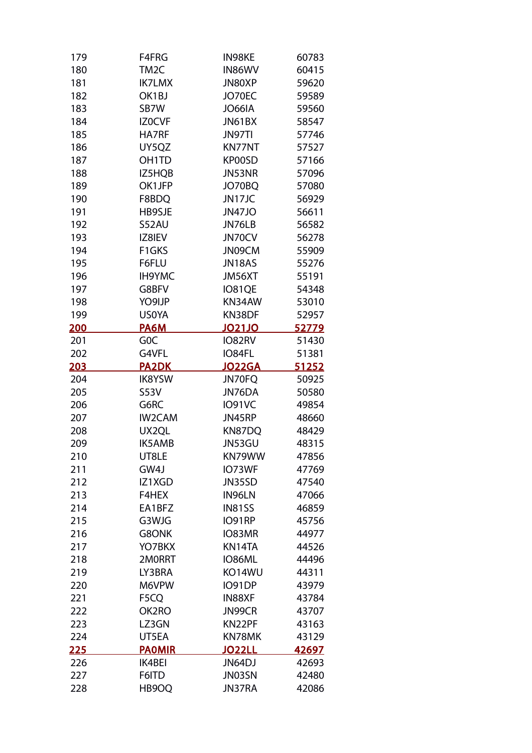| | | | |
|---|---|---|---|
| 179 | F4FRG | IN98KE | 60783 |
| 180 | TM2C | IN86WV | 60415 |
| 181 | IK7LMX | JN80XP | 59620 |
| 182 | OK1BJ | JO70EC | 59589 |
| 183 | SB7W | JO66IA | 59560 |
| 184 | IZ0CVF | JN61BX | 58547 |
| 185 | HA7RF | JN97TI | 57746 |
| 186 | UY5QZ | KN77NT | 57527 |
| 187 | OH1TD | KP00SD | 57166 |
| 188 | IZ5HQB | JN53NR | 57096 |
| 189 | OK1JFP | JO70BQ | 57080 |
| 190 | F8BDQ | JN17JC | 56929 |
| 191 | HB9SJE | JN47JO | 56611 |
| 192 | S52AU | JN76LB | 56582 |
| 193 | IZ8IEV | JN70CV | 56278 |
| 194 | F1GKS | JN09CM | 55909 |
| 195 | F6FLU | JN18AS | 55276 |
| 196 | IH9YMC | JM56XT | 55191 |
| 197 | G8BFV | IO81QE | 54348 |
| 198 | YO9IJP | KN34AW | 53010 |
| 199 | US0YA | KN38DF | 52957 |
| **200** | **PA6M** | **JO21JO** | **52779** |
| 201 | G0C | IO82RV | 51430 |
| 202 | G4VFL | IO84FL | 51381 |
| **203** | **PA2DK** | **JO22GA** | **51252** |
| 204 | IK8YSW | JN70FQ | 50925 |
| 205 | S53V | JN76DA | 50580 |
| 206 | G6RC | IO91VC | 49854 |
| 207 | IW2CAM | JN45RP | 48660 |
| 208 | UX2QL | KN87DQ | 48429 |
| 209 | IK5AMB | JN53GU | 48315 |
| 210 | UT8LE | KN79WW | 47856 |
| 211 | GW4J | IO73WF | 47769 |
| 212 | IZ1XGD | JN35SD | 47540 |
| 213 | F4HEX | IN96LN | 47066 |
| 214 | EA1BFZ | IN81SS | 46859 |
| 215 | G3WJG | IO91RP | 45756 |
| 216 | G8ONK | IO83MR | 44977 |
| 217 | YO7BKX | KN14TA | 44526 |
| 218 | 2M0RRT | IO86ML | 44496 |
| 219 | LY3BRA | KO14WU | 44311 |
| 220 | M6VPW | IO91DP | 43979 |
| 221 | F5CQ | IN88XF | 43784 |
| 222 | OK2RO | JN99CR | 43707 |
| 223 | LZ3GN | KN22PF | 43163 |
| 224 | UT5EA | KN78MK | 43129 |
| **225** | **PA0MIR** | **JO22LL** | **42697** |
| 226 | IK4BEI | JN64DJ | 42693 |
| 227 | F6ITD | JN03SN | 42480 |
| 228 | HB9OQ | JN37RA | 42086 |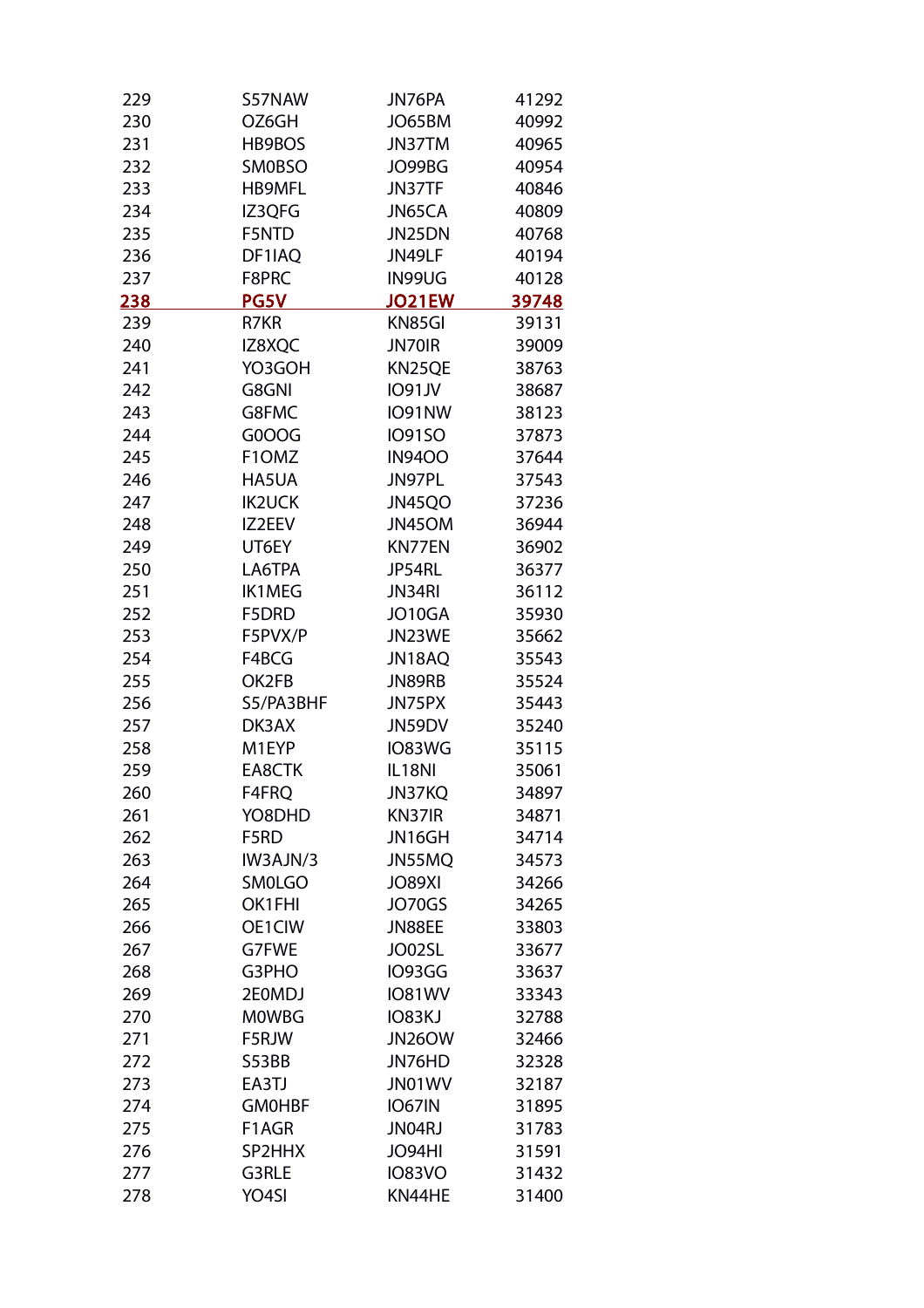| 229 | S57NAW | JN76PA | 41292 |
|---|---|---|---|
| 230 | OZ6GH | JO65BM | 40992 |
| 231 | HB9BOS | JN37TM | 40965 |
| 232 | SM0BSO | JO99BG | 40954 |
| 233 | HB9MFL | JN37TF | 40846 |
| 234 | IZ3QFG | JN65CA | 40809 |
| 235 | F5NTD | JN25DN | 40768 |
| 236 | DF1IAQ | JN49LF | 40194 |
| 237 | F8PRC | IN99UG | 40128 |
| **238** | **PG5V** | **JO21EW** | **39748** |
| 239 | R7KR | KN85GI | 39131 |
| 240 | IZ8XQC | JN70IR | 39009 |
| 241 | YO3GOH | KN25QE | 38763 |
| 242 | G8GNI | IO91JV | 38687 |
| 243 | G8FMC | IO91NW | 38123 |
| 244 | G0OOG | IO91SO | 37873 |
| 245 | F1OMZ | IN94OO | 37644 |
| 246 | HA5UA | JN97PL | 37543 |
| 247 | IK2UCK | JN45QO | 37236 |
| 248 | IZ2EEV | JN45OM | 36944 |
| 249 | UT6EY | KN77EN | 36902 |
| 250 | LA6TPA | JP54RL | 36377 |
| 251 | IK1MEG | JN34RI | 36112 |
| 252 | F5DRD | JO10GA | 35930 |
| 253 | F5PVX/P | JN23WE | 35662 |
| 254 | F4BCG | JN18AQ | 35543 |
| 255 | OK2FB | JN89RB | 35524 |
| 256 | S5/PA3BHF | JN75PX | 35443 |
| 257 | DK3AX | JN59DV | 35240 |
| 258 | M1EYP | IO83WG | 35115 |
| 259 | EA8CTK | IL18NI | 35061 |
| 260 | F4FRQ | JN37KQ | 34897 |
| 261 | YO8DHD | KN37IR | 34871 |
| 262 | F5RD | JN16GH | 34714 |
| 263 | IW3AJN/3 | JN55MQ | 34573 |
| 264 | SM0LGO | JO89XI | 34266 |
| 265 | OK1FHI | JO70GS | 34265 |
| 266 | OE1CIW | JN88EE | 33803 |
| 267 | G7FWE | JO02SL | 33677 |
| 268 | G3PHO | IO93GG | 33637 |
| 269 | 2E0MDJ | IO81WV | 33343 |
| 270 | M0WBG | IO83KJ | 32788 |
| 271 | F5RJW | JN26OW | 32466 |
| 272 | S53BB | JN76HD | 32328 |
| 273 | EA3TJ | JN01WV | 32187 |
| 274 | GM0HBF | IO67IN | 31895 |
| 275 | F1AGR | JN04RJ | 31783 |
| 276 | SP2HHX | JO94HI | 31591 |
| 277 | G3RLE | IO83VO | 31432 |
| 278 | YO4SI | KN44HE | 31400 |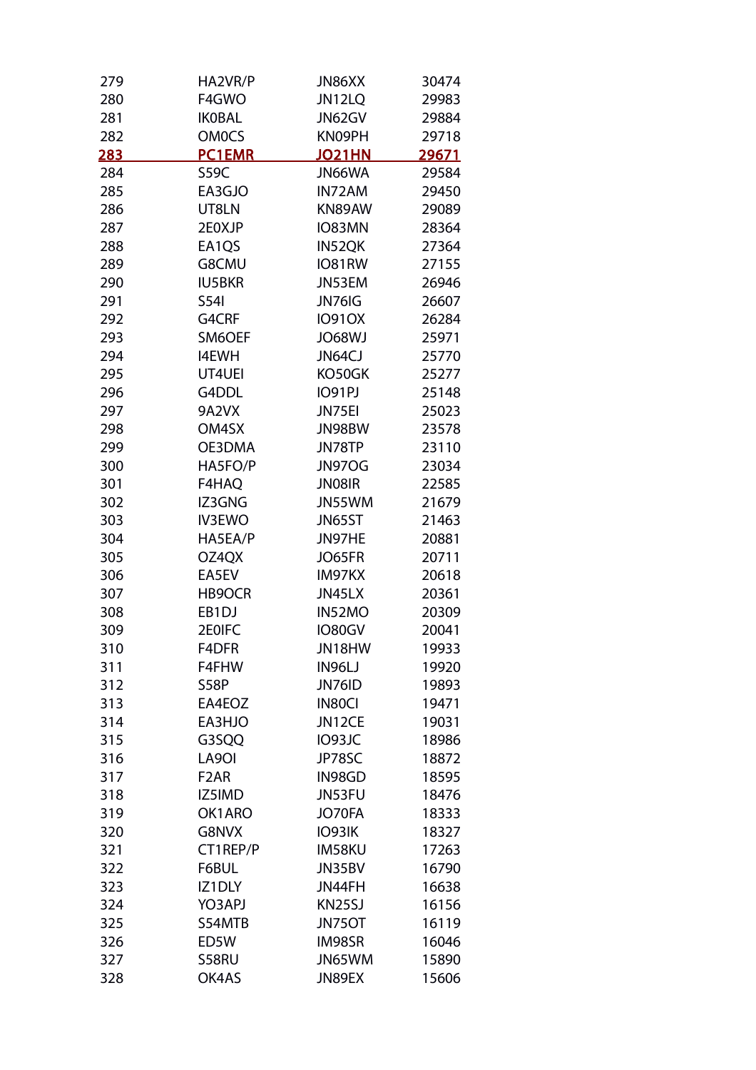| | | | |
|---|---|---|---|
| 279 | HA2VR/P | JN86XX | 30474 |
| 280 | F4GWO | JN12LQ | 29983 |
| 281 | IK0BAL | JN62GV | 29884 |
| 282 | OM0CS | KN09PH | 29718 |
| **283** | **PC1EMR** | **JO21HN** | **29671** |
| 284 | S59C | JN66WA | 29584 |
| 285 | EA3GJO | IN72AM | 29450 |
| 286 | UT8LN | KN89AW | 29089 |
| 287 | 2E0XJP | IO83MN | 28364 |
| 288 | EA1QS | IN52QK | 27364 |
| 289 | G8CMU | IO81RW | 27155 |
| 290 | IU5BKR | JN53EM | 26946 |
| 291 | S54I | JN76IG | 26607 |
| 292 | G4CRF | IO91OX | 26284 |
| 293 | SM6OEF | JO68WJ | 25971 |
| 294 | I4EWH | JN64CJ | 25770 |
| 295 | UT4UEI | KO50GK | 25277 |
| 296 | G4DDL | IO91PJ | 25148 |
| 297 | 9A2VX | JN75EI | 25023 |
| 298 | OM4SX | JN98BW | 23578 |
| 299 | OE3DMA | JN78TP | 23110 |
| 300 | HA5FO/P | JN97OG | 23034 |
| 301 | F4HAQ | JN08IR | 22585 |
| 302 | IZ3GNG | JN55WM | 21679 |
| 303 | IV3EWO | JN65ST | 21463 |
| 304 | HA5EA/P | JN97HE | 20881 |
| 305 | OZ4QX | JO65FR | 20711 |
| 306 | EA5EV | IM97KX | 20618 |
| 307 | HB9OCR | JN45LX | 20361 |
| 308 | EB1DJ | IN52MO | 20309 |
| 309 | 2E0IFC | IO80GV | 20041 |
| 310 | F4DFR | JN18HW | 19933 |
| 311 | F4FHW | IN96LJ | 19920 |
| 312 | S58P | JN76ID | 19893 |
| 313 | EA4EOZ | IN80CI | 19471 |
| 314 | EA3HJO | JN12CE | 19031 |
| 315 | G3SQQ | IO93JC | 18986 |
| 316 | LA9OI | JP78SC | 18872 |
| 317 | F2AR | IN98GD | 18595 |
| 318 | IZ5IMD | JN53FU | 18476 |
| 319 | OK1ARO | JO70FA | 18333 |
| 320 | G8NVX | IO93IK | 18327 |
| 321 | CT1REP/P | IM58KU | 17263 |
| 322 | F6BUL | JN35BV | 16790 |
| 323 | IZ1DLY | JN44FH | 16638 |
| 324 | YO3APJ | KN25SJ | 16156 |
| 325 | S54MTB | JN75OT | 16119 |
| 326 | ED5W | IM98SR | 16046 |
| 327 | S58RU | JN65WM | 15890 |
| 328 | OK4AS | JN89EX | 15606 |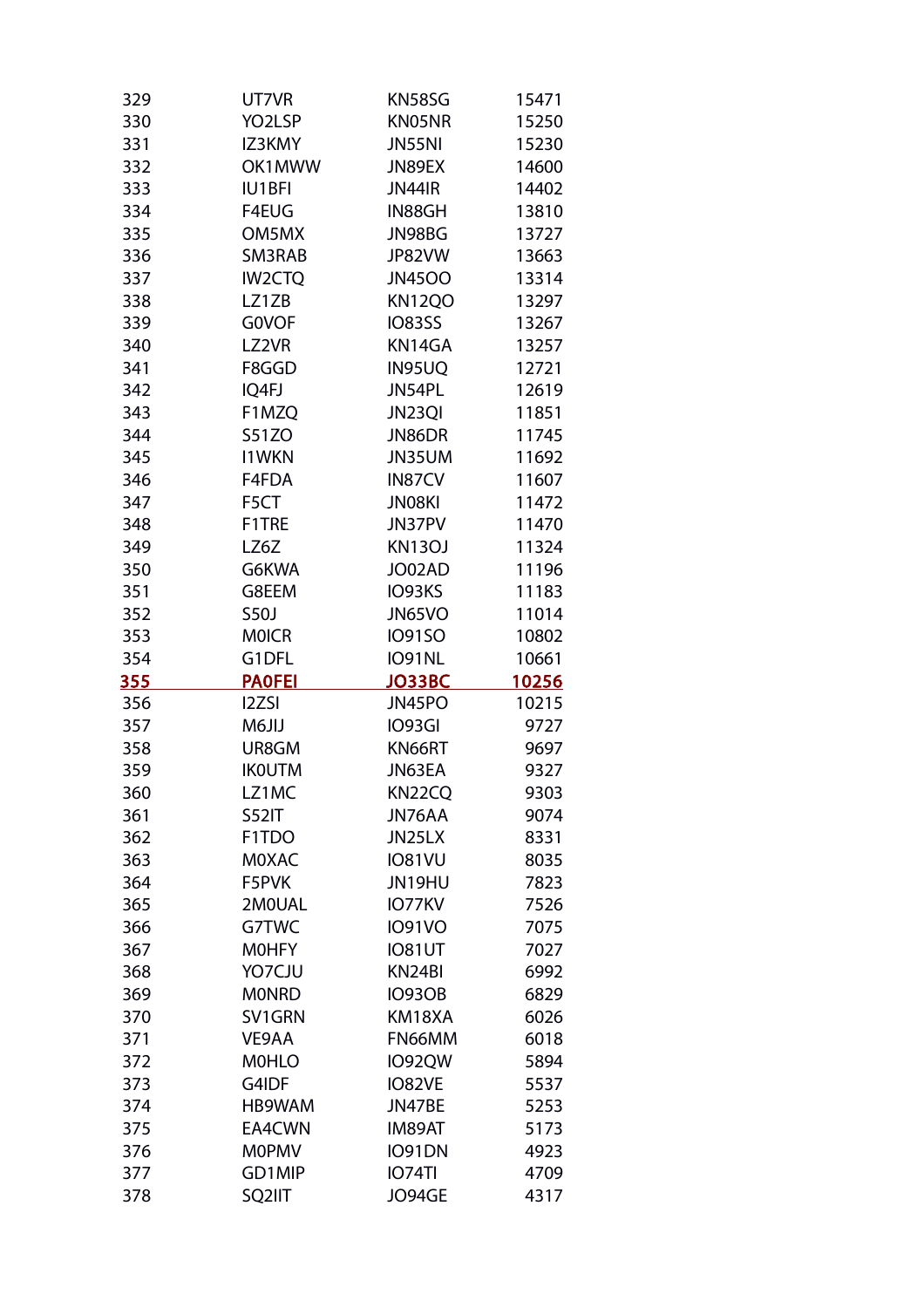| | | | |
|---|---|---|---|
| 329 | UT7VR | KN58SG | 15471 |
| 330 | YO2LSP | KN05NR | 15250 |
| 331 | IZ3KMY | JN55NI | 15230 |
| 332 | OK1MWW | JN89EX | 14600 |
| 333 | IU1BFI | JN44IR | 14402 |
| 334 | F4EUG | IN88GH | 13810 |
| 335 | OM5MX | JN98BG | 13727 |
| 336 | SM3RAB | JP82VW | 13663 |
| 337 | IW2CTQ | JN45OO | 13314 |
| 338 | LZ1ZB | KN12QO | 13297 |
| 339 | G0VOF | IO83SS | 13267 |
| 340 | LZ2VR | KN14GA | 13257 |
| 341 | F8GGD | IN95UQ | 12721 |
| 342 | IQ4FJ | JN54PL | 12619 |
| 343 | F1MZQ | JN23QI | 11851 |
| 344 | S51ZO | JN86DR | 11745 |
| 345 | I1WKN | JN35UM | 11692 |
| 346 | F4FDA | IN87CV | 11607 |
| 347 | F5CT | JN08KI | 11472 |
| 348 | F1TRE | JN37PV | 11470 |
| 349 | LZ6Z | KN13OJ | 11324 |
| 350 | G6KWA | JO02AD | 11196 |
| 351 | G8EEM | IO93KS | 11183 |
| 352 | S50J | JN65VO | 11014 |
| 353 | M0ICR | IO91SO | 10802 |
| 354 | G1DFL | IO91NL | 10661 |
| **355** | **PA0FEI** | **JO33BC** | **10256** |
| 356 | I2ZSI | JN45PO | 10215 |
| 357 | M6JIJ | IO93GI | 9727 |
| 358 | UR8GM | KN66RT | 9697 |
| 359 | IK0UTM | JN63EA | 9327 |
| 360 | LZ1MC | KN22CQ | 9303 |
| 361 | S52IT | JN76AA | 9074 |
| 362 | F1TDO | JN25LX | 8331 |
| 363 | M0XAC | IO81VU | 8035 |
| 364 | F5PVK | JN19HU | 7823 |
| 365 | 2M0UAL | IO77KV | 7526 |
| 366 | G7TWC | IO91VO | 7075 |
| 367 | M0HFY | IO81UT | 7027 |
| 368 | YO7CJU | KN24BI | 6992 |
| 369 | M0NRD | IO93OB | 6829 |
| 370 | SV1GRN | KM18XA | 6026 |
| 371 | VE9AA | FN66MM | 6018 |
| 372 | M0HLO | IO92QW | 5894 |
| 373 | G4IDF | IO82VE | 5537 |
| 374 | HB9WAM | JN47BE | 5253 |
| 375 | EA4CWN | IM89AT | 5173 |
| 376 | M0PMV | IO91DN | 4923 |
| 377 | GD1MIP | IO74TI | 4709 |
| 378 | SQ2IIT | JO94GE | 4317 |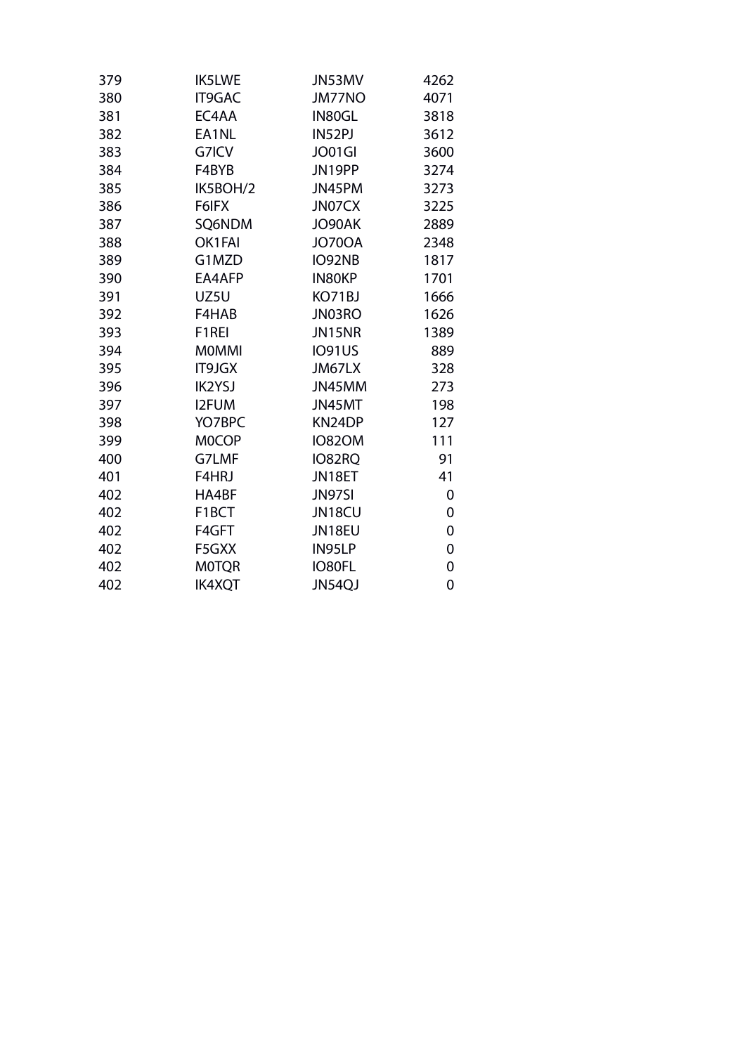| | | | |
|---|---|---|---|
| 379 | IK5LWE | JN53MV | 4262 |
| 380 | IT9GAC | JM77NO | 4071 |
| 381 | EC4AA | IN80GL | 3818 |
| 382 | EA1NL | IN52PJ | 3612 |
| 383 | G7ICV | JO01GI | 3600 |
| 384 | F4BYB | JN19PP | 3274 |
| 385 | IK5BOH/2 | JN45PM | 3273 |
| 386 | F6IFX | JN07CX | 3225 |
| 387 | SQ6NDM | JO90AK | 2889 |
| 388 | OK1FAI | JO70OA | 2348 |
| 389 | G1MZD | IO92NB | 1817 |
| 390 | EA4AFP | IN80KP | 1701 |
| 391 | UZ5U | KO71BJ | 1666 |
| 392 | F4HAB | JN03RO | 1626 |
| 393 | F1REI | JN15NR | 1389 |
| 394 | M0MMI | IO91US | 889 |
| 395 | IT9JGX | JM67LX | 328 |
| 396 | IK2YSJ | JN45MM | 273 |
| 397 | I2FUM | JN45MT | 198 |
| 398 | YO7BPC | KN24DP | 127 |
| 399 | M0COP | IO82OM | 111 |
| 400 | G7LMF | IO82RQ | 91 |
| 401 | F4HRJ | JN18ET | 41 |
| 402 | HA4BF | JN97SI | 0 |
| 402 | F1BCT | JN18CU | 0 |
| 402 | F4GFT | JN18EU | 0 |
| 402 | F5GXX | IN95LP | 0 |
| 402 | M0TQR | IO80FL | 0 |
| 402 | IK4XQT | JN54QJ | 0 |